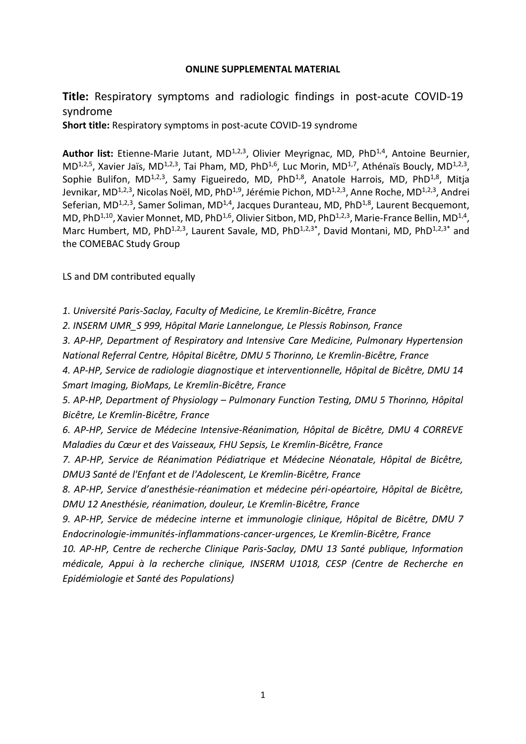**ONLINE SUPPLEMENTAL MATERIAL**

**Title:** Respiratory symptoms and radiologic findings in post-acute COVID-19 syndrome

**Short title:** Respiratory symptoms in post-acute COVID-19 syndrome

**Author list:** Etienne-Marie Jutant, MD[1,2,3], Olivier Meyrignac, MD, PhD[1,4], Antoine Beurnier, MD[1,2,5], Xavier Jaïs, MD[1,2,3], Tai Pham, MD, PhD[1,6], Luc Morin, MD[1,7], Athénaïs Boucly, MD[1,2,3], Sophie Bulifon, MD[1,2,3], Samy Figueiredo, MD, PhD[1,8], Anatole Harrois, MD, PhD[1,8], Mitja Jevnikar, MD[1,2,3], Nicolas Noël, MD, PhD[1,9], Jérémie Pichon, MD[1,2,3], Anne Roche, MD[1,2,3], Andrei Seferian, MD[1,2,3], Samer Soliman, MD[1,4], Jacques Duranteau, MD, PhD[1,8], Laurent Becquemont, MD, PhD[1,10], Xavier Monnet, MD, PhD[1,6], Olivier Sitbon, MD, PhD[1,2,3], Marie-France Bellin, MD[1,4], Marc Humbert, MD, PhD[1,2,3], Laurent Savale, MD, PhD[1,2,3*], David Montani, MD, PhD[1,2,3*] and the COMEBAC Study Group

LS and DM contributed equally

*1. Université Paris-Saclay, Faculty of Medicine, Le Kremlin-Bicêtre, France*

*2. INSERM UMR_S 999, Hôpital Marie Lannelongue, Le Plessis Robinson, France*

*3. AP-HP, Department of Respiratory and Intensive Care Medicine, Pulmonary Hypertension National Referral Centre, Hôpital Bicêtre, DMU 5 Thorinno, Le Kremlin-Bicêtre, France*

*4. AP-HP, Service de radiologie diagnostique et interventionnelle, Hôpital de Bicêtre, DMU 14 Smart Imaging, BioMaps, Le Kremlin-Bicêtre, France*

*5. AP-HP, Department of Physiology – Pulmonary Function Testing, DMU 5 Thorinno, Hôpital Bicêtre, Le Kremlin-Bicêtre, France*

*6. AP-HP, Service de Médecine Intensive-Réanimation, Hôpital de Bicêtre, DMU 4 CORREVE Maladies du Cœur et des Vaisseaux, FHU Sepsis, Le Kremlin-Bicêtre, France*

*7. AP-HP, Service de Réanimation Pédiatrique et Médecine Néonatale, Hôpital de Bicêtre, DMU3 Santé de l'Enfant et de l'Adolescent, Le Kremlin-Bicêtre, France*

*8. AP-HP, Service d'anesthésie-réanimation et médecine péri-opéartoire, Hôpital de Bicêtre, DMU 12 Anesthésie, réanimation, douleur, Le Kremlin-Bicêtre, France*

*9. AP-HP, Service de médecine interne et immunologie clinique, Hôpital de Bicêtre, DMU 7 Endocrinologie-immunités-inflammations-cancer-urgences, Le Kremlin-Bicêtre, France*

*10. AP-HP, Centre de recherche Clinique Paris-Saclay, DMU 13 Santé publique, Information médicale, Appui à la recherche clinique, INSERM U1018, CESP (Centre de Recherche en Epidémiologie et Santé des Populations)*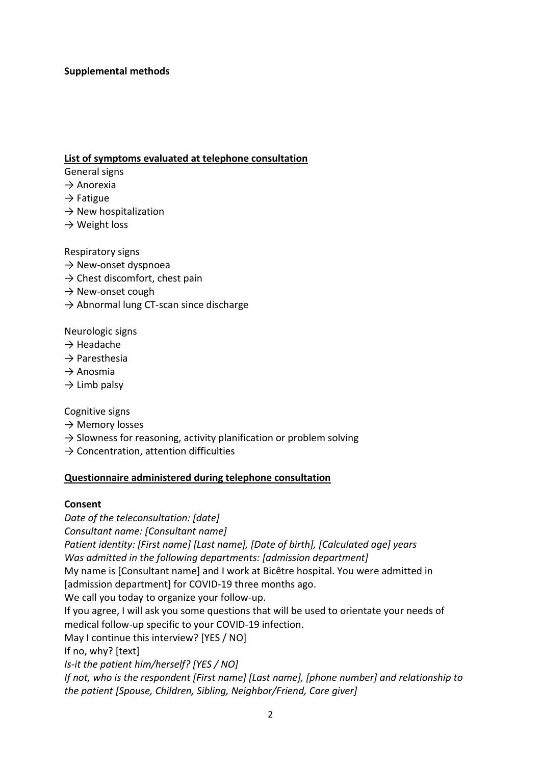**Supplemental methods**

**List of symptoms evaluated at telephone consultation**

General signs

→ Anorexia
→ Fatigue
→ New hospitalization
→ Weight loss

Respiratory signs

→ New-onset dyspnoea
→ Chest discomfort, chest pain
→ New-onset cough
→ Abnormal lung CT-scan since discharge

Neurologic signs

→ Headache
→ Paresthesia
→ Anosmia
→ Limb palsy

Cognitive signs

→ Memory losses
→ Slowness for reasoning, activity planification or problem solving
→ Concentration, attention difficulties

**Questionnaire administered during telephone consultation**

**Consent**

*Date of the teleconsultation: [date]*
*Consultant name: [Consultant name]*
*Patient identity: [First name] [Last name], [Date of birth], [Calculated age] years*
*Was admitted in the following departments: [admission department]*
My name is [Consultant name] and I work at Bicêtre hospital. You were admitted in [admission department] for COVID-19 three months ago.
We call you today to organize your follow-up.
If you agree, I will ask you some questions that will be used to orientate your needs of medical follow-up specific to your COVID-19 infection.
May I continue this interview? [YES / NO]
If no, why? [text]
*Is-it the patient him/herself? [YES / NO]*
*If not, who is the respondent [First name] [Last name], [phone number] and relationship to the patient [Spouse, Children, Sibling, Neighbor/Friend, Care giver]*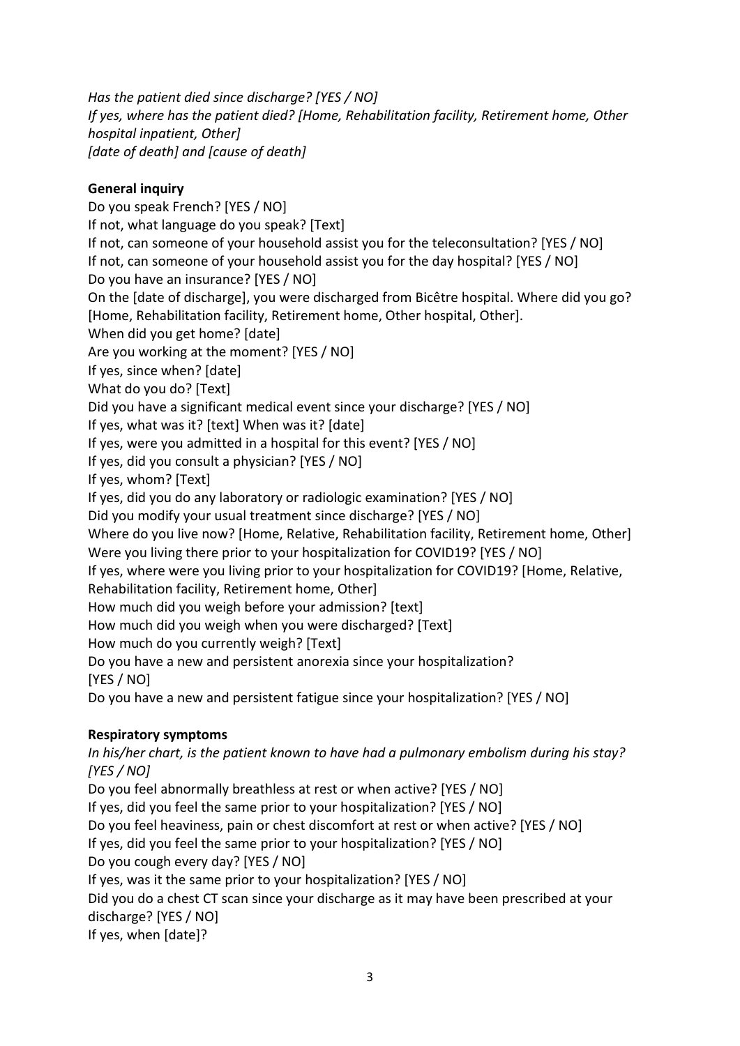*Has the patient died since discharge? [YES / NO]*
*If yes, where has the patient died? [Home, Rehabilitation facility, Retirement home, Other hospital inpatient, Other]*
*[date of death] and [cause of death]*

**General inquiry**

Do you speak French? [YES / NO]
If not, what language do you speak? [Text]
If not, can someone of your household assist you for the teleconsultation? [YES / NO]
If not, can someone of your household assist you for the day hospital? [YES / NO]
Do you have an insurance? [YES / NO]
On the [date of discharge], you were discharged from Bicêtre hospital. Where did you go? [Home, Rehabilitation facility, Retirement home, Other hospital, Other].
When did you get home? [date]
Are you working at the moment? [YES / NO]
If yes, since when? [date]
What do you do? [Text]
Did you have a significant medical event since your discharge? [YES / NO]
If yes, what was it? [text] When was it? [date]
If yes, were you admitted in a hospital for this event? [YES / NO]
If yes, did you consult a physician? [YES / NO]
If yes, whom? [Text]
If yes, did you do any laboratory or radiologic examination? [YES / NO]
Did you modify your usual treatment since discharge? [YES / NO]
Where do you live now? [Home, Relative, Rehabilitation facility, Retirement home, Other]
Were you living there prior to your hospitalization for COVID19? [YES / NO]
If yes, where were you living prior to your hospitalization for COVID19? [Home, Relative, Rehabilitation facility, Retirement home, Other]
How much did you weigh before your admission? [text]
How much did you weigh when you were discharged? [Text]
How much do you currently weigh? [Text]
Do you have a new and persistent anorexia since your hospitalization? [YES / NO]
Do you have a new and persistent fatigue since your hospitalization? [YES / NO]

**Respiratory symptoms**

*In his/her chart, is the patient known to have had a pulmonary embolism during his stay? [YES / NO]*
Do you feel abnormally breathless at rest or when active? [YES / NO]
If yes, did you feel the same prior to your hospitalization? [YES / NO]
Do you feel heaviness, pain or chest discomfort at rest or when active? [YES / NO]
If yes, did you feel the same prior to your hospitalization? [YES / NO]
Do you cough every day? [YES / NO]
If yes, was it the same prior to your hospitalization? [YES / NO]
Did you do a chest CT scan since your discharge as it may have been prescribed at your discharge? [YES / NO]
If yes, when [date]?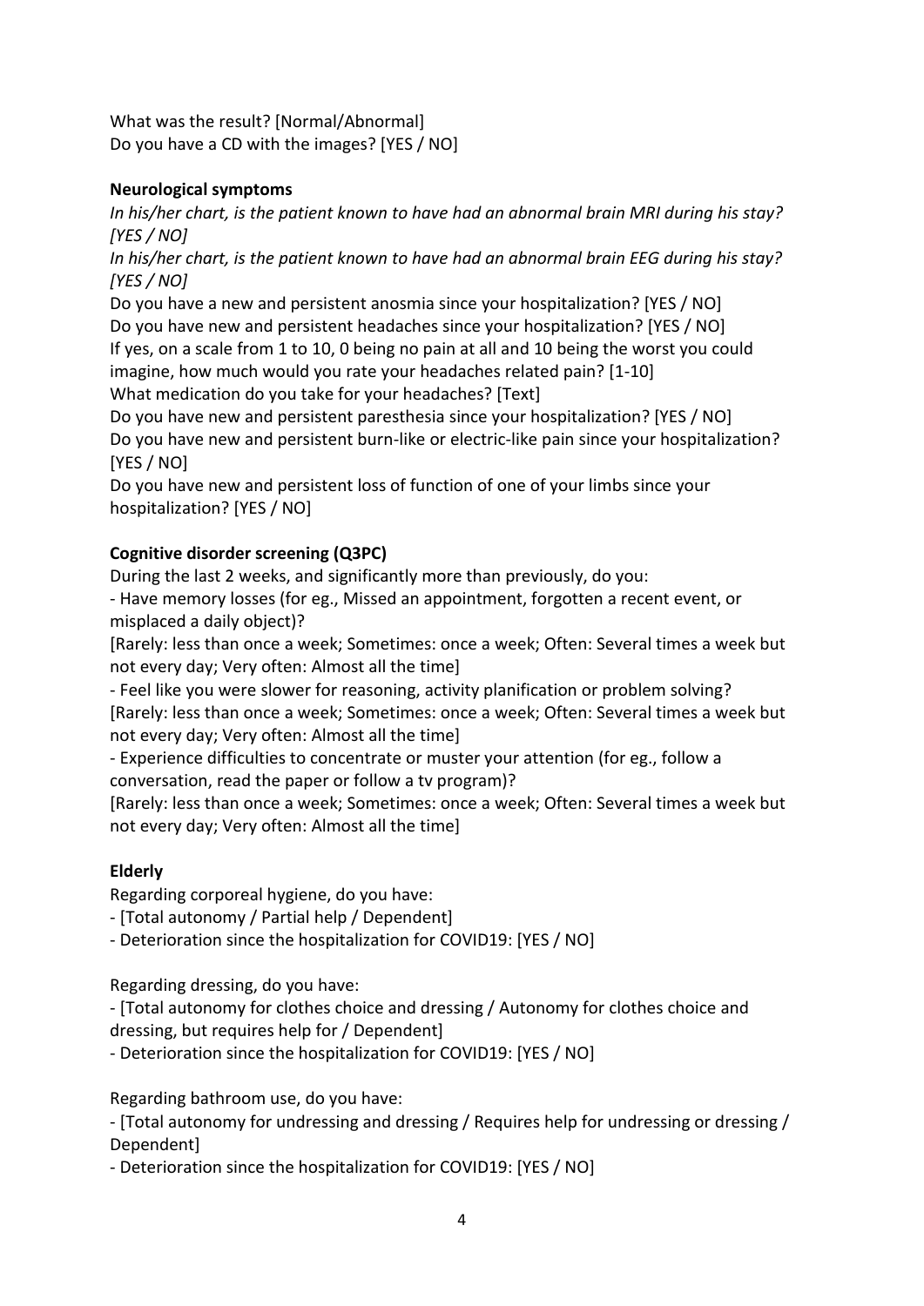What was the result? [Normal/Abnormal]
Do you have a CD with the images? [YES / NO]

**Neurological symptoms**

*In his/her chart, is the patient known to have had an abnormal brain MRI during his stay? [YES / NO]*
*In his/her chart, is the patient known to have had an abnormal brain EEG during his stay? [YES / NO]*
Do you have a new and persistent anosmia since your hospitalization? [YES / NO]
Do you have new and persistent headaches since your hospitalization? [YES / NO]
If yes, on a scale from 1 to 10, 0 being no pain at all and 10 being the worst you could imagine, how much would you rate your headaches related pain? [1-10]
What medication do you take for your headaches? [Text]
Do you have new and persistent paresthesia since your hospitalization? [YES / NO]
Do you have new and persistent burn-like or electric-like pain since your hospitalization? [YES / NO]
Do you have new and persistent loss of function of one of your limbs since your hospitalization? [YES / NO]

**Cognitive disorder screening (Q3PC)**

During the last 2 weeks, and significantly more than previously, do you:
- Have memory losses (for eg., Missed an appointment, forgotten a recent event, or misplaced a daily object)?
[Rarely: less than once a week; Sometimes: once a week; Often: Several times a week but not every day; Very often: Almost all the time]
- Feel like you were slower for reasoning, activity planification or problem solving?
[Rarely: less than once a week; Sometimes: once a week; Often: Several times a week but not every day; Very often: Almost all the time]
- Experience difficulties to concentrate or muster your attention (for eg., follow a conversation, read the paper or follow a tv program)?
[Rarely: less than once a week; Sometimes: once a week; Often: Several times a week but not every day; Very often: Almost all the time]

**Elderly**

Regarding corporeal hygiene, do you have:
- [Total autonomy / Partial help / Dependent]
- Deterioration since the hospitalization for COVID19: [YES / NO]

Regarding dressing, do you have:
- [Total autonomy for clothes choice and dressing / Autonomy for clothes choice and dressing, but requires help for / Dependent]
- Deterioration since the hospitalization for COVID19: [YES / NO]

Regarding bathroom use, do you have:
- [Total autonomy for undressing and dressing / Requires help for undressing or dressing / Dependent]
- Deterioration since the hospitalization for COVID19: [YES / NO]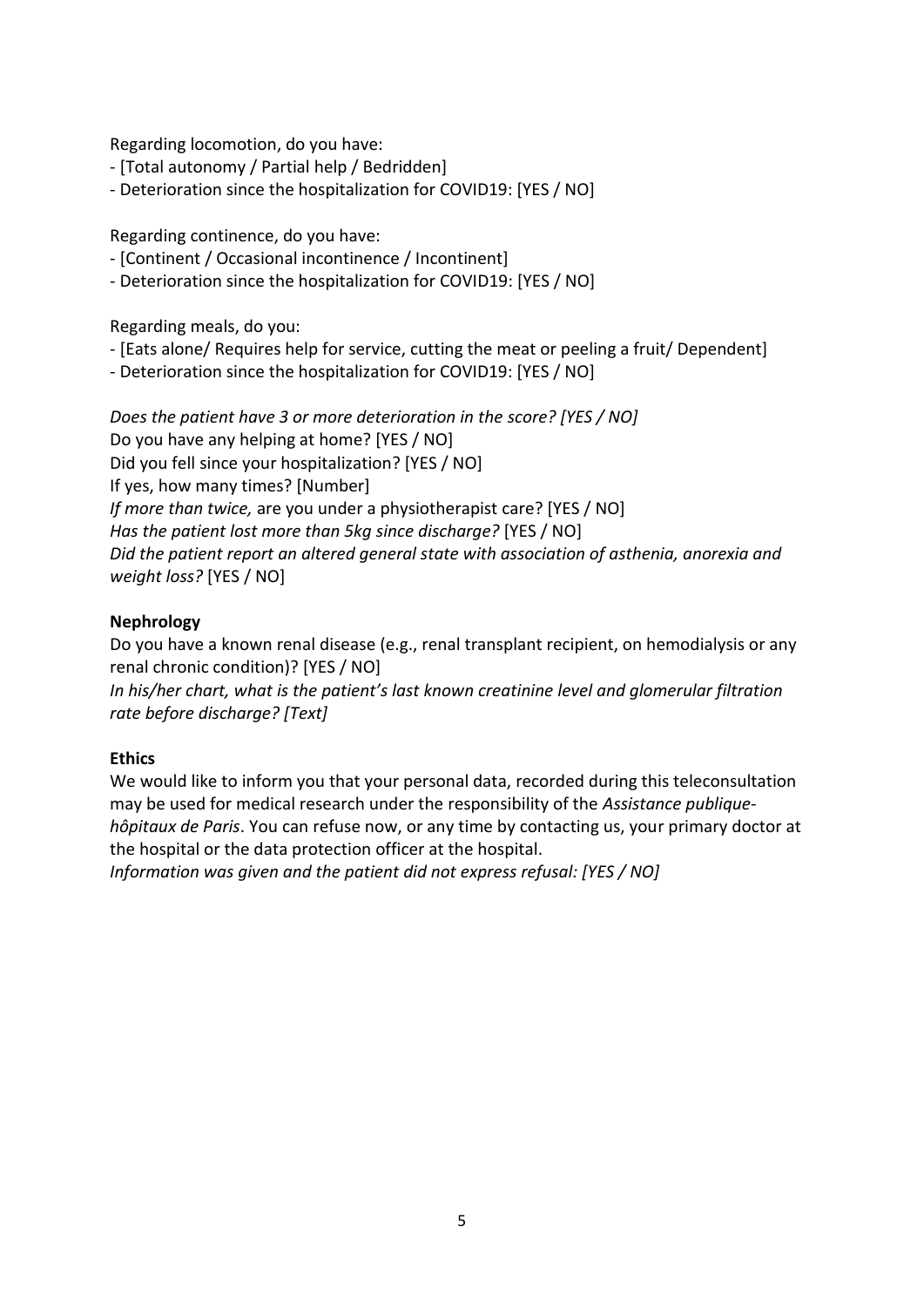Regarding locomotion, do you have:

- [Total autonomy / Partial help / Bedridden]
- Deterioration since the hospitalization for COVID19: [YES / NO]

Regarding continence, do you have:

- [Continent / Occasional incontinence / Incontinent]
- Deterioration since the hospitalization for COVID19: [YES / NO]

Regarding meals, do you:

- [Eats alone/ Requires help for service, cutting the meat or peeling a fruit/ Dependent]
- Deterioration since the hospitalization for COVID19: [YES / NO]

*Does the patient have 3 or more deterioration in the score? [YES / NO]*
Do you have any helping at home? [YES / NO]
Did you fell since your hospitalization? [YES / NO]
If yes, how many times? [Number]
*If more than twice,* are you under a physiotherapist care? [YES / NO]
*Has the patient lost more than 5kg since discharge?* [YES / NO]
*Did the patient report an altered general state with association of asthenia, anorexia and weight loss?* [YES / NO]

**Nephrology**

Do you have a known renal disease (e.g., renal transplant recipient, on hemodialysis or any renal chronic condition)? [YES / NO]
*In his/her chart, what is the patient's last known creatinine level and glomerular filtration rate before discharge? [Text]*

**Ethics**

We would like to inform you that your personal data, recorded during this teleconsultation may be used for medical research under the responsibility of the *Assistance publique-hôpitaux de Paris*. You can refuse now, or any time by contacting us, your primary doctor at the hospital or the data protection officer at the hospital.
*Information was given and the patient did not express refusal: [YES / NO]*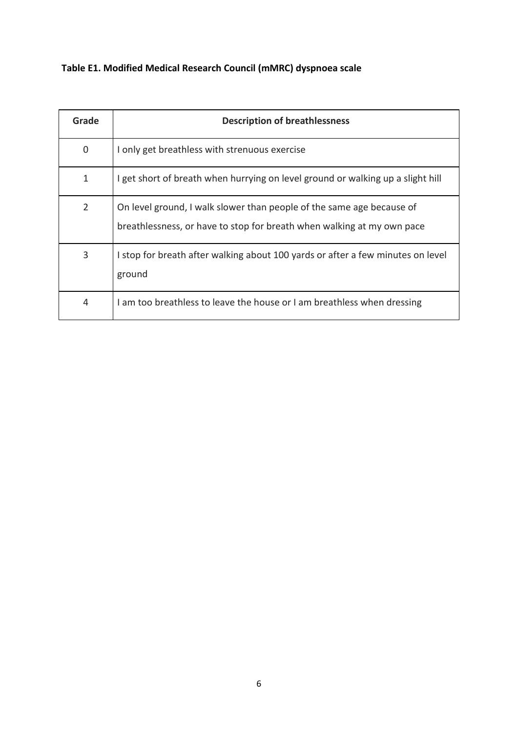**Table E1. Modified Medical Research Council (mMRC) dyspnoea scale**

| Grade | Description of breathlessness |
|---|---|
| 0 | I only get breathless with strenuous exercise |
| 1 | I get short of breath when hurrying on level ground or walking up a slight hill |
| 2 | On level ground, I walk slower than people of the same age because of breathlessness, or have to stop for breath when walking at my own pace |
| 3 | I stop for breath after walking about 100 yards or after a few minutes on level ground |
| 4 | I am too breathless to leave the house or I am breathless when dressing |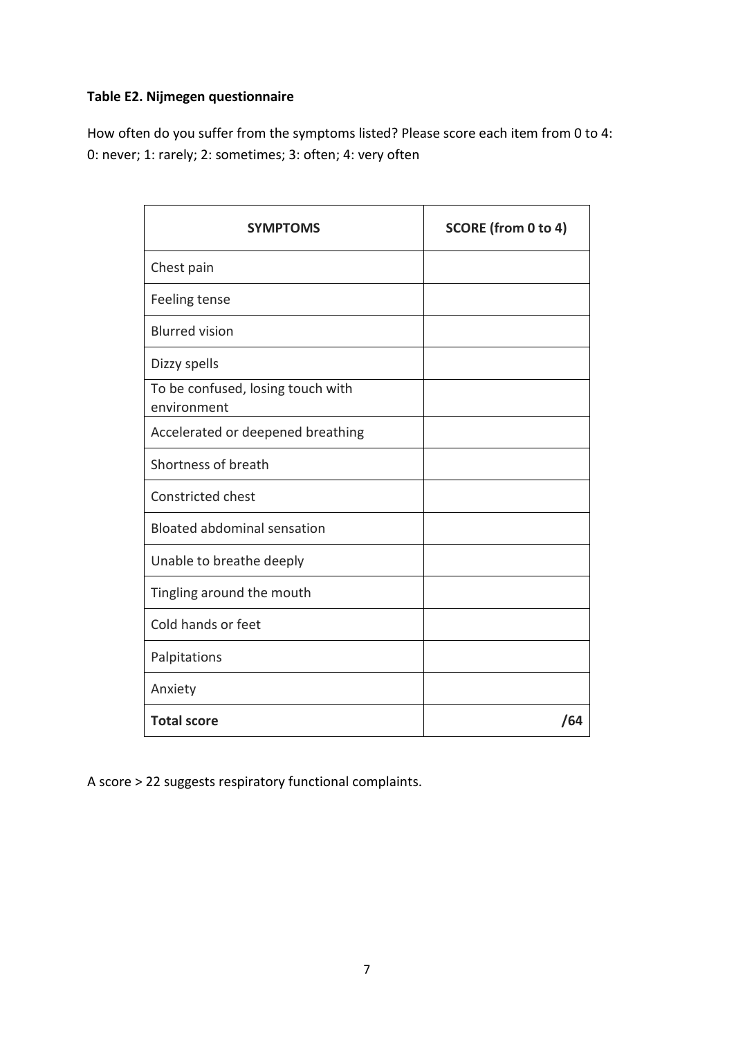**Table E2. Nijmegen questionnaire**

How often do you suffer from the symptoms listed? Please score each item from 0 to 4:
0: never; 1: rarely; 2: sometimes; 3: often; 4: very often

| SYMPTOMS | SCORE (from 0 to 4) |
|---|---|
| Chest pain | |
| Feeling tense | |
| Blurred vision | |
| Dizzy spells | |
| To be confused, losing touch with environment | |
| Accelerated or deepened breathing | |
| Shortness of breath | |
| Constricted chest | |
| Bloated abdominal sensation | |
| Unable to breathe deeply | |
| Tingling around the mouth | |
| Cold hands or feet | |
| Palpitations | |
| Anxiety | |
| **Total score** | **/64** |

A score > 22 suggests respiratory functional complaints.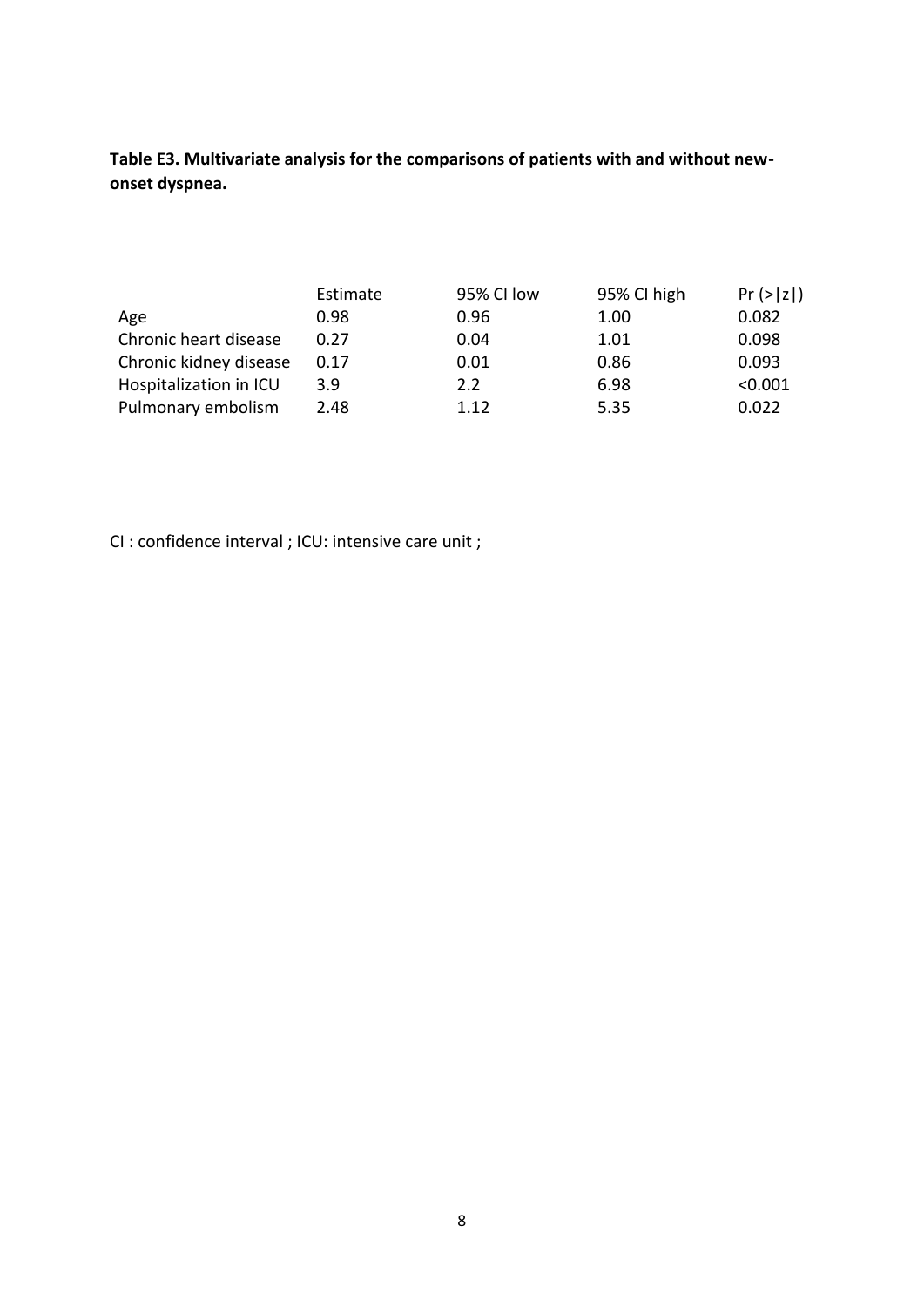**Table E3. Multivariate analysis for the comparisons of patients with and without new-onset dyspnea.**

| | Estimate | 95% CI low | 95% CI high | Pr (>\|z\|) |
|---|---|---|---|---|
| Age | 0.98 | 0.96 | 1.00 | 0.082 |
| Chronic heart disease | 0.27 | 0.04 | 1.01 | 0.098 |
| Chronic kidney disease | 0.17 | 0.01 | 0.86 | 0.093 |
| Hospitalization in ICU | 3.9 | 2.2 | 6.98 | <0.001 |
| Pulmonary embolism | 2.48 | 1.12 | 5.35 | 0.022 |

CI : confidence interval ; ICU: intensive care unit ;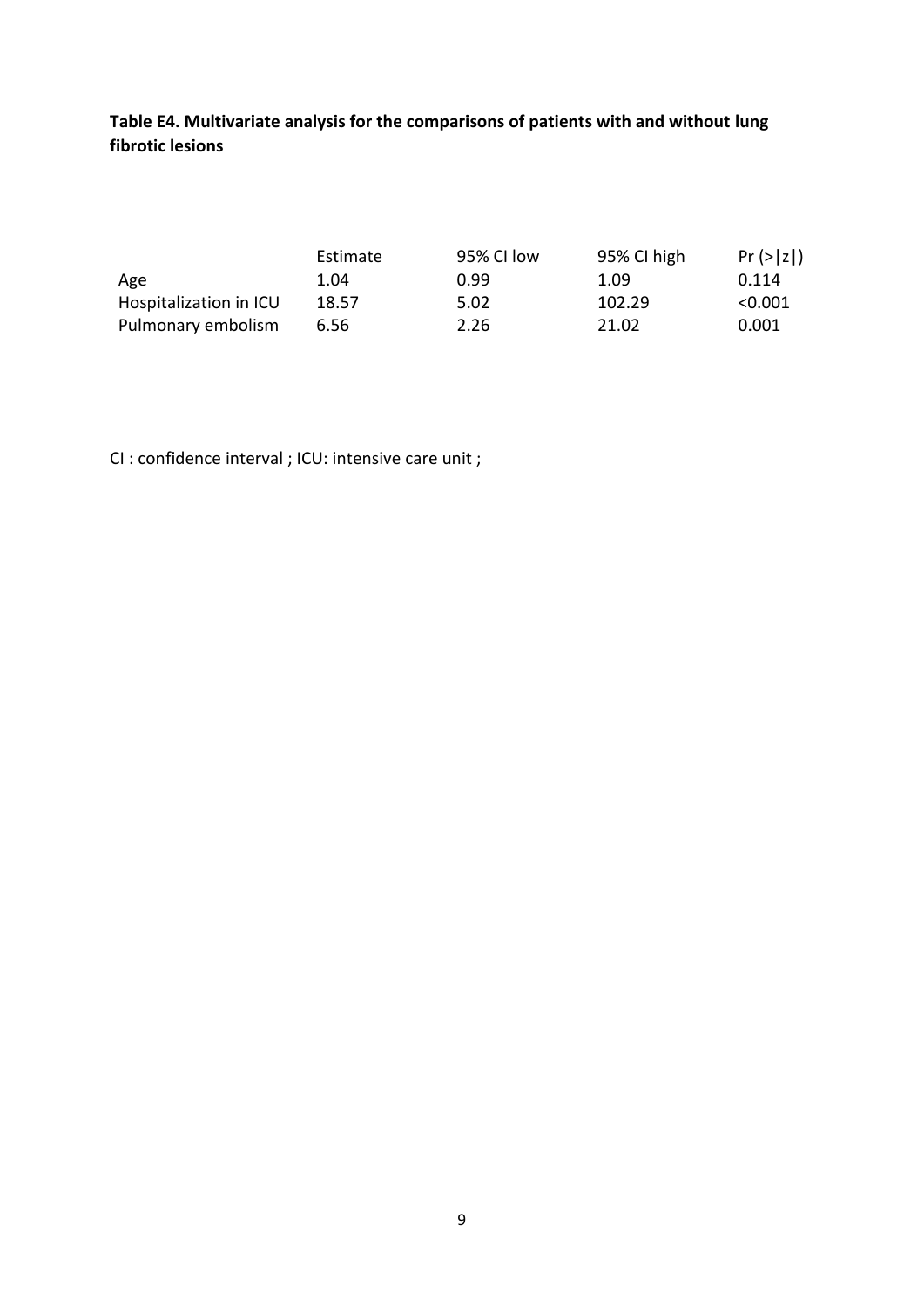**Table E4. Multivariate analysis for the comparisons of patients with and without lung fibrotic lesions**

| | Estimate | 95% CI low | 95% CI high | Pr (>\|z\|) |
|---|---|---|---|---|
| Age | 1.04 | 0.99 | 1.09 | 0.114 |
| Hospitalization in ICU | 18.57 | 5.02 | 102.29 | <0.001 |
| Pulmonary embolism | 6.56 | 2.26 | 21.02 | 0.001 |

CI : confidence interval ; ICU: intensive care unit ;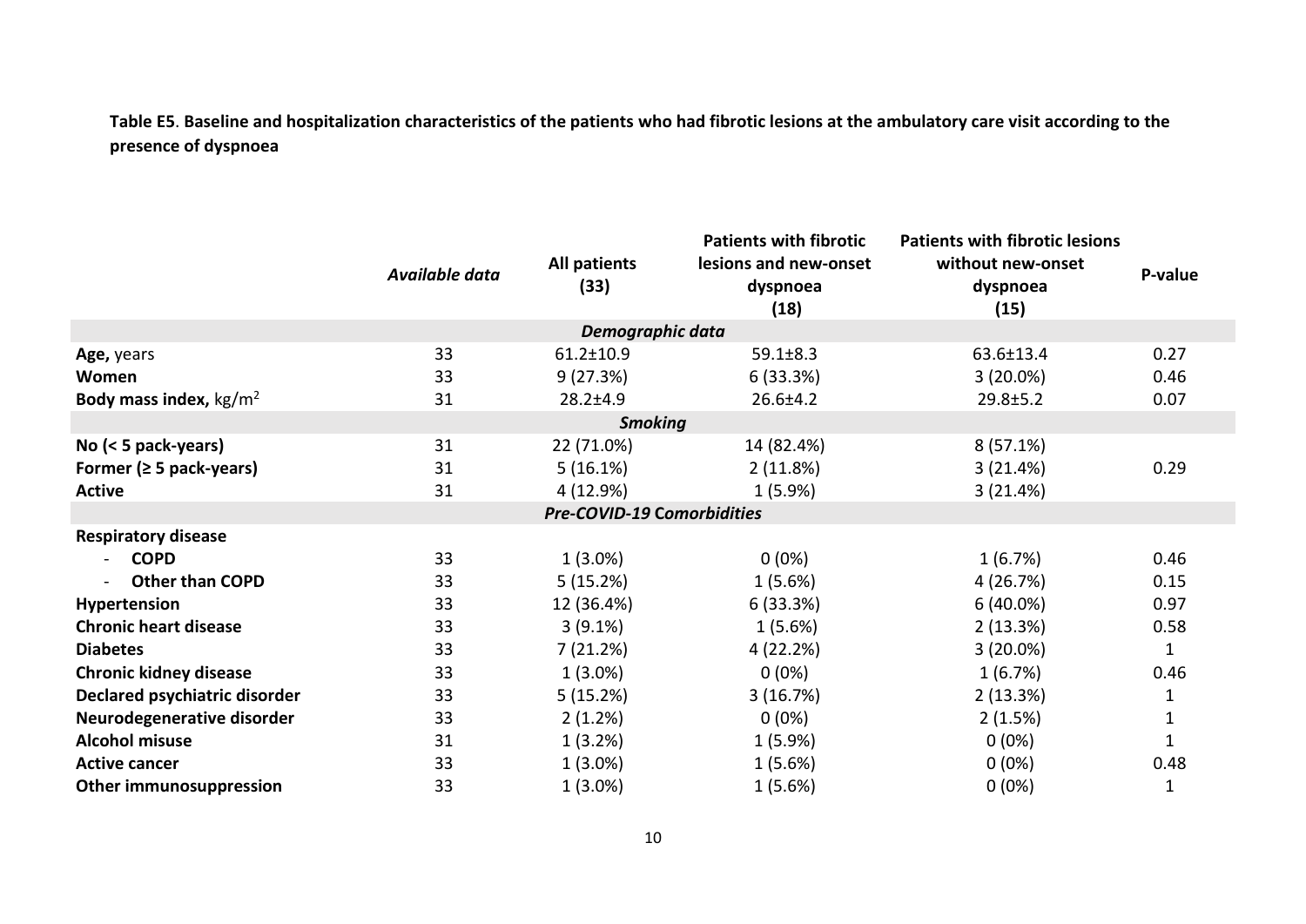**Table E5**. **Baseline and hospitalization characteristics of the patients who had fibrotic lesions at the ambulatory care visit according to the presence of dyspnoea**

| | *Available data* | All patients (33) | Patients with fibrotic lesions and new-onset dyspnoea (18) | Patients with fibrotic lesions without new-onset dyspnoea (15) | P-value |
|---|---|---|---|---|---|
| ***Demographic data*** | | | | | |
| **Age,** years | 33 | 61.2±10.9 | 59.1±8.3 | 63.6±13.4 | 0.27 |
| **Women** | 33 | 9 (27.3%) | 6 (33.3%) | 3 (20.0%) | 0.46 |
| **Body mass index,** kg/m$^2$ | 31 | 28.2±4.9 | 26.6±4.2 | 29.8±5.2 | 0.07 |
| ***Smoking*** | | | | | |
| **No (< 5 pack-years)** | 31 | 22 (71.0%) | 14 (82.4%) | 8 (57.1%) | |
| **Former (≥ 5 pack-years)** | 31 | 5 (16.1%) | 2 (11.8%) | 3 (21.4%) | 0.29 |
| **Active** | 31 | 4 (12.9%) | 1 (5.9%) | 3 (21.4%) | |
| ***Pre-COVID-19 Comorbidities*** | | | | | |
| **Respiratory disease** | | | | | |
| - **COPD** | 33 | 1 (3.0%) | 0 (0%) | 1 (6.7%) | 0.46 |
| - **Other than COPD** | 33 | 5 (15.2%) | 1 (5.6%) | 4 (26.7%) | 0.15 |
| **Hypertension** | 33 | 12 (36.4%) | 6 (33.3%) | 6 (40.0%) | 0.97 |
| **Chronic heart disease** | 33 | 3 (9.1%) | 1 (5.6%) | 2 (13.3%) | 0.58 |
| **Diabetes** | 33 | 7 (21.2%) | 4 (22.2%) | 3 (20.0%) | 1 |
| **Chronic kidney disease** | 33 | 1 (3.0%) | 0 (0%) | 1 (6.7%) | 0.46 |
| **Declared psychiatric disorder** | 33 | 5 (15.2%) | 3 (16.7%) | 2 (13.3%) | 1 |
| **Neurodegenerative disorder** | 33 | 2 (1.2%) | 0 (0%) | 2 (1.5%) | 1 |
| **Alcohol misuse** | 31 | 1 (3.2%) | 1 (5.9%) | 0 (0%) | 1 |
| **Active cancer** | 33 | 1 (3.0%) | 1 (5.6%) | 0 (0%) | 0.48 |
| **Other immunosuppression** | 33 | 1 (3.0%) | 1 (5.6%) | 0 (0%) | 1 |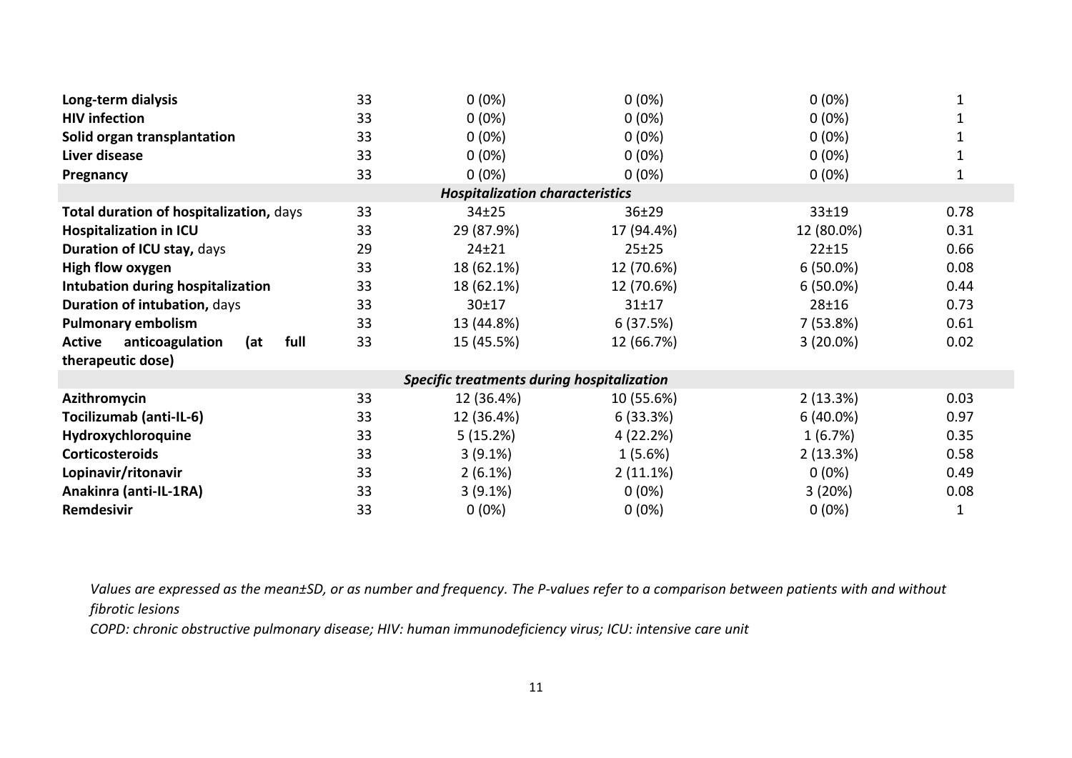| | | | | | |
|---|---|---|---|---|---|
| **Long-term dialysis** | 33 | 0 (0%) | 0 (0%) | 0 (0%) | 1 |
| **HIV infection** | 33 | 0 (0%) | 0 (0%) | 0 (0%) | 1 |
| **Solid organ transplantation** | 33 | 0 (0%) | 0 (0%) | 0 (0%) | 1 |
| **Liver disease** | 33 | 0 (0%) | 0 (0%) | 0 (0%) | 1 |
| **Pregnancy** | 33 | 0 (0%) | 0 (0%) | 0 (0%) | 1 |
| | | ***Hospitalization characteristics*** | | | |
| **Total duration of hospitalization,** days | 33 | 34±25 | 36±29 | 33±19 | 0.78 |
| **Hospitalization in ICU** | 33 | 29 (87.9%) | 17 (94.4%) | 12 (80.0%) | 0.31 |
| **Duration of ICU stay,** days | 29 | 24±21 | 25±25 | 22±15 | 0.66 |
| **High flow oxygen** | 33 | 18 (62.1%) | 12 (70.6%) | 6 (50.0%) | 0.08 |
| **Intubation during hospitalization** | 33 | 18 (62.1%) | 12 (70.6%) | 6 (50.0%) | 0.44 |
| **Duration of intubation,** days | 33 | 30±17 | 31±17 | 28±16 | 0.73 |
| **Pulmonary embolism** | 33 | 13 (44.8%) | 6 (37.5%) | 7 (53.8%) | 0.61 |
| **Active anticoagulation (at full therapeutic dose)** | 33 | 15 (45.5%) | 12 (66.7%) | 3 (20.0%) | 0.02 |
| | | ***Specific treatments during hospitalization*** | | | |
| **Azithromycin** | 33 | 12 (36.4%) | 10 (55.6%) | 2 (13.3%) | 0.03 |
| **Tocilizumab (anti-IL-6)** | 33 | 12 (36.4%) | 6 (33.3%) | 6 (40.0%) | 0.97 |
| **Hydroxychloroquine** | 33 | 5 (15.2%) | 4 (22.2%) | 1 (6.7%) | 0.35 |
| **Corticosteroids** | 33 | 3 (9.1%) | 1 (5.6%) | 2 (13.3%) | 0.58 |
| **Lopinavir/ritonavir** | 33 | 2 (6.1%) | 2 (11.1%) | 0 (0%) | 0.49 |
| **Anakinra (anti-IL-1RA)** | 33 | 3 (9.1%) | 0 (0%) | 3 (20%) | 0.08 |
| **Remdesivir** | 33 | 0 (0%) | 0 (0%) | 0 (0%) | 1 |

*Values are expressed as the mean±SD, or as number and frequency. The P-values refer to a comparison between patients with and without fibrotic lesions*

*COPD: chronic obstructive pulmonary disease; HIV: human immunodeficiency virus; ICU: intensive care unit*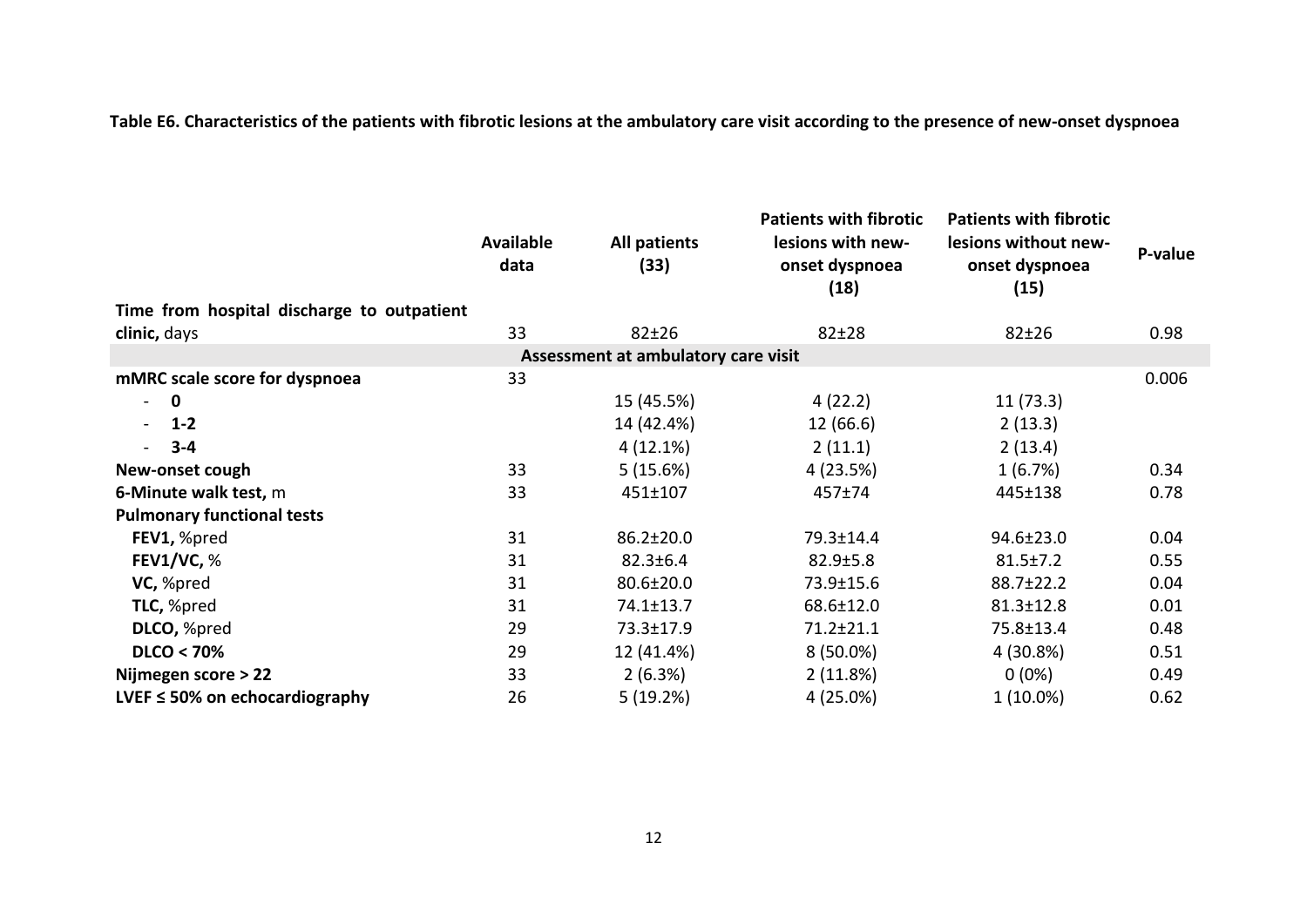**Table E6. Characteristics of the patients with fibrotic lesions at the ambulatory care visit according to the presence of new-onset dyspnoea**

| | Available data | All patients (33) | Patients with fibrotic lesions with new-onset dyspnoea (18) | Patients with fibrotic lesions without new-onset dyspnoea (15) | P-value |
|---|---|---|---|---|---|
| **Time from hospital discharge to outpatient clinic,** days | 33 | 82±26 | 82±28 | 82±26 | 0.98 |
| **Assessment at ambulatory care visit** | | | | | |
| **mMRC scale score for dyspnoea** | 33 | | | | 0.006 |
| - **0** | | 15 (45.5%) | 4 (22.2) | 11 (73.3) | |
| - **1-2** | | 14 (42.4%) | 12 (66.6) | 2 (13.3) | |
| - **3-4** | | 4 (12.1%) | 2 (11.1) | 2 (13.4) | |
| **New-onset cough** | 33 | 5 (15.6%) | 4 (23.5%) | 1 (6.7%) | 0.34 |
| **6-Minute walk test,** m | 33 | 451±107 | 457±74 | 445±138 | 0.78 |
| **Pulmonary functional tests** | | | | | |
| **FEV1,** %pred | 31 | 86.2±20.0 | 79.3±14.4 | 94.6±23.0 | 0.04 |
| **FEV1/VC,** % | 31 | 82.3±6.4 | 82.9±5.8 | 81.5±7.2 | 0.55 |
| **VC,** %pred | 31 | 80.6±20.0 | 73.9±15.6 | 88.7±22.2 | 0.04 |
| **TLC,** %pred | 31 | 74.1±13.7 | 68.6±12.0 | 81.3±12.8 | 0.01 |
| **DLCO,** %pred | 29 | 73.3±17.9 | 71.2±21.1 | 75.8±13.4 | 0.48 |
| **DLCO < 70%** | 29 | 12 (41.4%) | 8 (50.0%) | 4 (30.8%) | 0.51 |
| **Nijmegen score > 22** | 33 | 2 (6.3%) | 2 (11.8%) | 0 (0%) | 0.49 |
| **LVEF ≤ 50% on echocardiography** | 26 | 5 (19.2%) | 4 (25.0%) | 1 (10.0%) | 0.62 |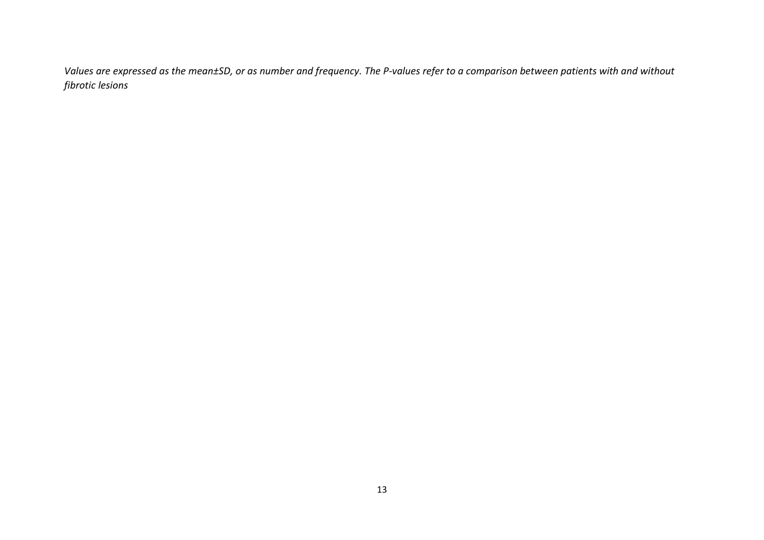*Values are expressed as the mean±SD, or as number and frequency. The P-values refer to a comparison between patients with and without fibrotic lesions*